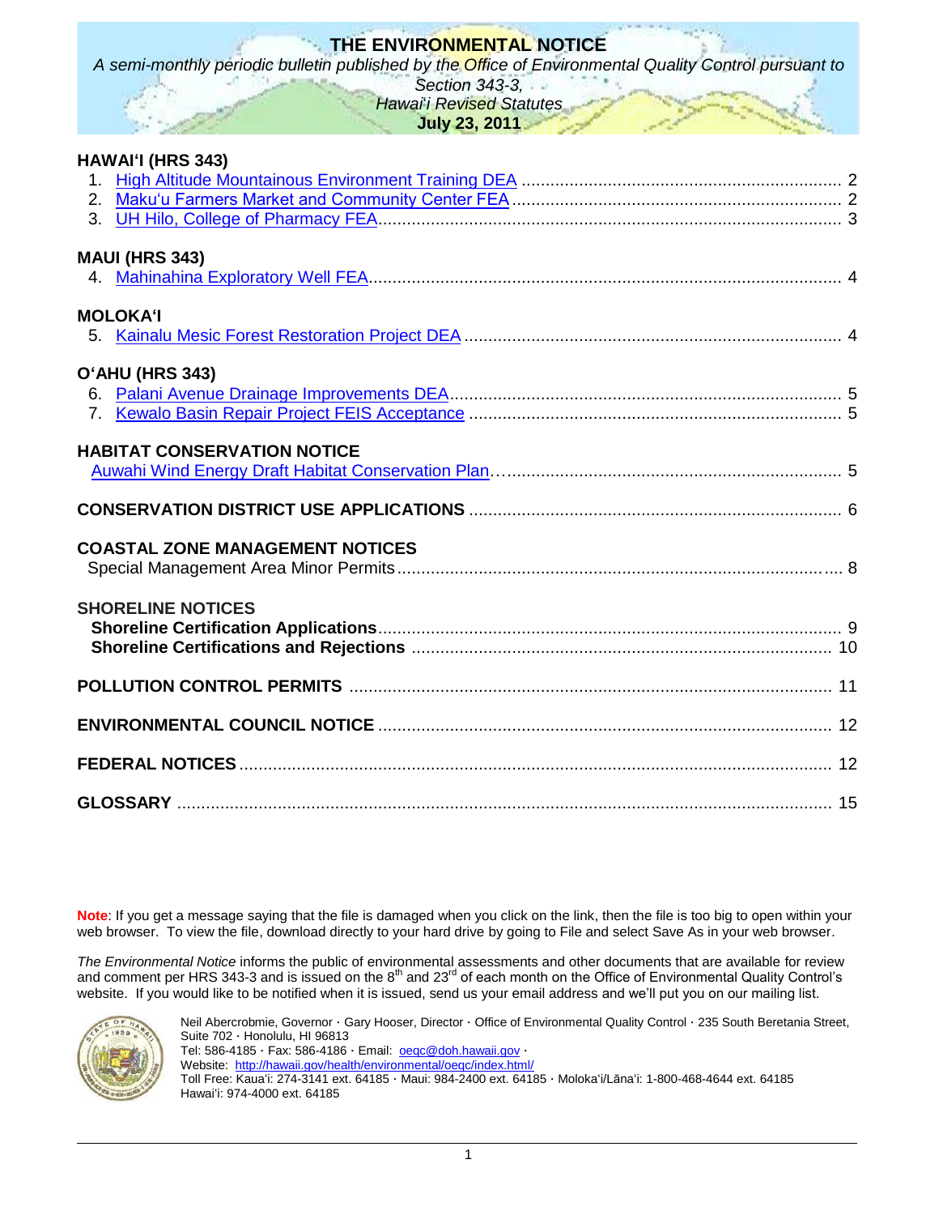# THE ENVIRONMENTAL NOTICE

*A semi-monthly periodic bulletin published by the Office of Environmental Quality Control pursuant to Section 343-3, Hawaiʻi Revised Statutes*

**July 23, 2011**

## HAWAIʻI (HRS 343)

1. High Altitude Mountainous Environment Training DEA ........ 2
2. Makuʻu Farmers Market and Community Center FEA ........ 2
3. UH Hilo, College of Pharmacy FEA ........ 3

## MAUI (HRS 343)

4. Mahinahina Exploratory Well FEA ........ 4

## MOLOKAʻI

5. Kainalu Mesic Forest Restoration Project DEA ........ 4

## OʻAHU (HRS 343)

6. Palani Avenue Drainage Improvements DEA ........ 5
7. Kewalo Basin Repair Project FEIS Acceptance ........ 5

## HABITAT CONSERVATION NOTICE

Auwahi Wind Energy Draft Habitat Conservation Plan ........ 5

## CONSERVATION DISTRICT USE APPLICATIONS ........ 6

## COASTAL ZONE MANAGEMENT NOTICES

Special Management Area Minor Permits ........ 8

## SHORELINE NOTICES

**Shoreline Certification Applications** ........ 9
**Shoreline Certifications and Rejections** ........ 10

## POLLUTION CONTROL PERMITS ........ 11

## ENVIRONMENTAL COUNCIL NOTICE ........ 12

## FEDERAL NOTICES ........ 12

## GLOSSARY ........ 15

**Note**: If you get a message saying that the file is damaged when you click on the link, then the file is too big to open within your web browser. To view the file, download directly to your hard drive by going to File and select Save As in your web browser.

*The Environmental Notice* informs the public of environmental assessments and other documents that are available for review and comment per HRS 343-3 and is issued on the 8th and 23rd of each month on the Office of Environmental Quality Control's website. If you would like to be notified when it is issued, send us your email address and we'll put you on our mailing list.

Neil Abercrombie, Governor · Gary Hooser, Director · Office of Environmental Quality Control · 235 South Beretania Street, Suite 702 · Honolulu, HI 96813
Tel: 586-4185 · Fax: 586-4186 · Email: oeqc@doh.hawaii.gov ·
Website: http://hawaii.gov/health/environmental/oeqc/index.html/
Toll Free: Kauaʻi: 274-3141 ext. 64185 · Maui: 984-2400 ext. 64185 · Molokaʻi/Lānaʻi: 1-800-468-4644 ext. 64185
Hawaiʻi: 974-4000 ext. 64185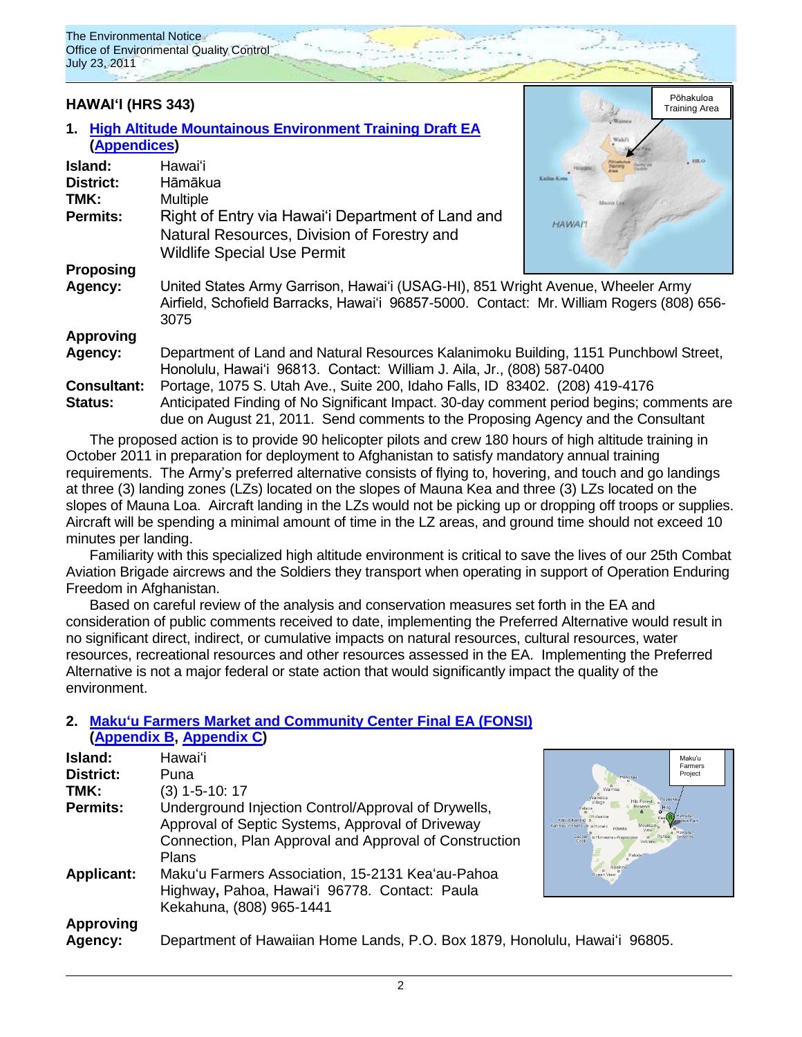## HAWAIʻI (HRS 343)

### 1. High Altitude Mountainous Environment Training Draft EA (Appendices)

**Island:** Hawaiʻi
**District:** Hāmākua
**TMK:** Multiple
**Permits:** Right of Entry via Hawaiʻi Department of Land and Natural Resources, Division of Forestry and Wildlife Special Use Permit
**Proposing Agency:** United States Army Garrison, Hawaiʻi (USAG-HI), 851 Wright Avenue, Wheeler Army Airfield, Schofield Barracks, Hawaiʻi 96857-5000. Contact: Mr. William Rogers (808) 656-3075
**Approving Agency:** Department of Land and Natural Resources Kalanimoku Building, 1151 Punchbowl Street, Honolulu, Hawaiʻi 96813. Contact: William J. Aila, Jr., (808) 587-0400
**Consultant:** Portage, 1075 S. Utah Ave., Suite 200, Idaho Falls, ID 83402. (208) 419-4176
**Status:** Anticipated Finding of No Significant Impact. 30-day comment period begins; comments are due on August 21, 2011. Send comments to the Proposing Agency and the Consultant

The proposed action is to provide 90 helicopter pilots and crew 180 hours of high altitude training in October 2011 in preparation for deployment to Afghanistan to satisfy mandatory annual training requirements. The Army's preferred alternative consists of flying to, hovering, and touch and go landings at three (3) landing zones (LZs) located on the slopes of Mauna Kea and three (3) LZs located on the slopes of Mauna Loa. Aircraft landing in the LZs would not be picking up or dropping off troops or supplies. Aircraft will be spending a minimal amount of time in the LZ areas, and ground time should not exceed 10 minutes per landing.

Familiarity with this specialized high altitude environment is critical to save the lives of our 25th Combat Aviation Brigade aircrews and the Soldiers they transport when operating in support of Operation Enduring Freedom in Afghanistan.

Based on careful review of the analysis and conservation measures set forth in the EA and consideration of public comments received to date, implementing the Preferred Alternative would result in no significant direct, indirect, or cumulative impacts on natural resources, cultural resources, water resources, recreational resources and other resources assessed in the EA. Implementing the Preferred Alternative is not a major federal or state action that would significantly impact the quality of the environment.

### 2. Makuʻu Farmers Market and Community Center Final EA (FONSI) (Appendix B, Appendix C)

**Island:** Hawaiʻi
**District:** Puna
**TMK:** (3) 1-5-10: 17
**Permits:** Underground Injection Control/Approval of Drywells, Approval of Septic Systems, Approval of Driveway Connection, Plan Approval and Approval of Construction Plans
**Applicant:** Makuʻu Farmers Association, 15-2131 Keaʻau-Pahoa Highway, Pahoa, Hawaiʻi 96778. Contact: Paula Kekahuna, (808) 965-1441
**Approving Agency:** Department of Hawaiian Home Lands, P.O. Box 1879, Honolulu, Hawaiʻi 96805.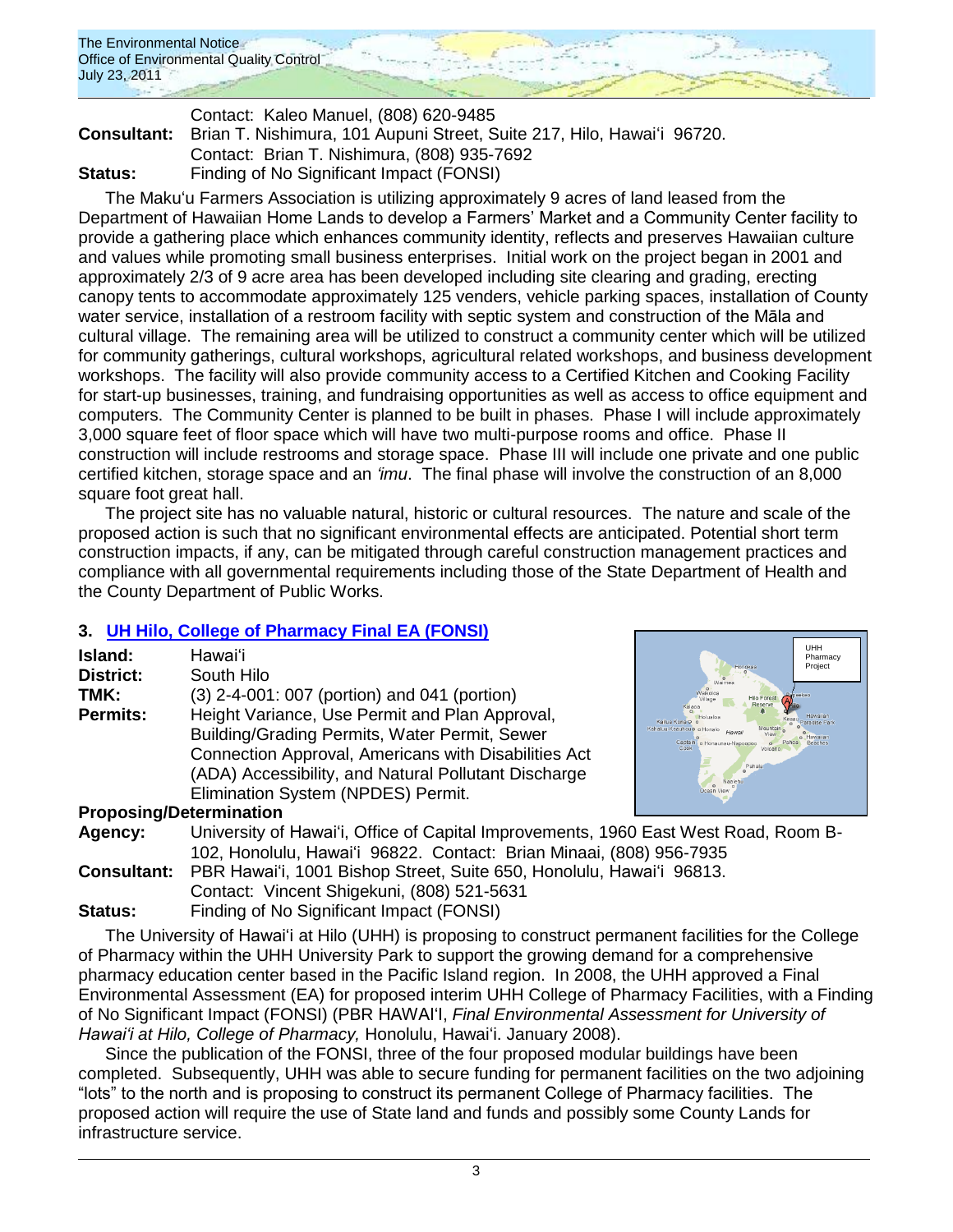Contact: Kaleo Manuel, (808) 620-9485

**Consultant:** Brian T. Nishimura, 101 Aupuni Street, Suite 217, Hilo, Hawaiʻi 96720. Contact: Brian T. Nishimura, (808) 935-7692

**Status:** Finding of No Significant Impact (FONSI)

The Makuʻu Farmers Association is utilizing approximately 9 acres of land leased from the Department of Hawaiian Home Lands to develop a Farmers' Market and a Community Center facility to provide a gathering place which enhances community identity, reflects and preserves Hawaiian culture and values while promoting small business enterprises. Initial work on the project began in 2001 and approximately 2/3 of 9 acre area has been developed including site clearing and grading, erecting canopy tents to accommodate approximately 125 venders, vehicle parking spaces, installation of County water service, installation of a restroom facility with septic system and construction of the Māla and cultural village. The remaining area will be utilized to construct a community center which will be utilized for community gatherings, cultural workshops, agricultural related workshops, and business development workshops. The facility will also provide community access to a Certified Kitchen and Cooking Facility for start-up businesses, training, and fundraising opportunities as well as access to office equipment and computers. The Community Center is planned to be built in phases. Phase I will include approximately 3,000 square feet of floor space which will have two multi-purpose rooms and office. Phase II construction will include restrooms and storage space. Phase III will include one private and one public certified kitchen, storage space and an *ʻimu*. The final phase will involve the construction of an 8,000 square foot great hall.

The project site has no valuable natural, historic or cultural resources. The nature and scale of the proposed action is such that no significant environmental effects are anticipated. Potential short term construction impacts, if any, can be mitigated through careful construction management practices and compliance with all governmental requirements including those of the State Department of Health and the County Department of Public Works.

## 3. UH Hilo, College of Pharmacy Final EA (FONSI)

**Island:** Hawaiʻi

**District:** South Hilo

**TMK:** (3) 2-4-001: 007 (portion) and 041 (portion)

**Permits:** Height Variance, Use Permit and Plan Approval, Building/Grading Permits, Water Permit, Sewer Connection Approval, Americans with Disabilities Act (ADA) Accessibility, and Natural Pollutant Discharge Elimination System (NPDES) Permit.

**Proposing/Determination**

**Agency:** University of Hawaiʻi, Office of Capital Improvements, 1960 East West Road, Room B-102, Honolulu, Hawaiʻi 96822. Contact: Brian Minaai, (808) 956-7935

**Consultant:** PBR Hawaiʻi, 1001 Bishop Street, Suite 650, Honolulu, Hawaiʻi 96813. Contact: Vincent Shigekuni, (808) 521-5631

**Status:** Finding of No Significant Impact (FONSI)

The University of Hawaiʻi at Hilo (UHH) is proposing to construct permanent facilities for the College of Pharmacy within the UHH University Park to support the growing demand for a comprehensive pharmacy education center based in the Pacific Island region. In 2008, the UHH approved a Final Environmental Assessment (EA) for proposed interim UHH College of Pharmacy Facilities, with a Finding of No Significant Impact (FONSI) (PBR HAWAIʻI, *Final Environmental Assessment for University of Hawaiʻi at Hilo, College of Pharmacy,* Honolulu, Hawaiʻi. January 2008).

Since the publication of the FONSI, three of the four proposed modular buildings have been completed. Subsequently, UHH was able to secure funding for permanent facilities on the two adjoining "lots" to the north and is proposing to construct its permanent College of Pharmacy facilities. The proposed action will require the use of State land and funds and possibly some County Lands for infrastructure service.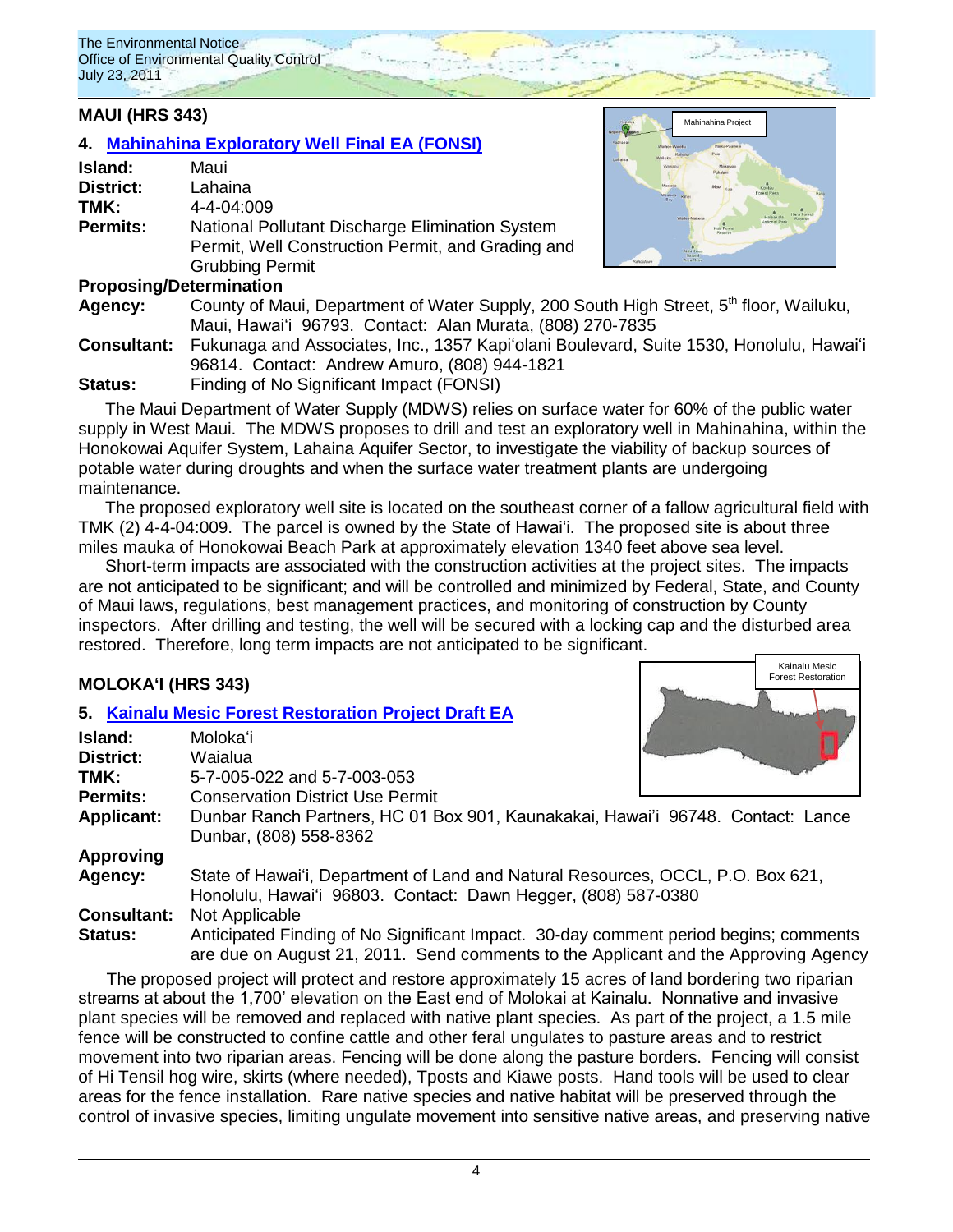## MAUI (HRS 343)

### 4. Mahinahina Exploratory Well Final EA (FONSI)

**Island:** Maui
**District:** Lahaina
**TMK:** 4-4-04:009
**Permits:** National Pollutant Discharge Elimination System Permit, Well Construction Permit, and Grading and Grubbing Permit

**Proposing/Determination Agency:** County of Maui, Department of Water Supply, 200 South High Street, 5th floor, Wailuku, Maui, Hawai'i 96793. Contact: Alan Murata, (808) 270-7835
**Consultant:** Fukunaga and Associates, Inc., 1357 Kapi'olani Boulevard, Suite 1530, Honolulu, Hawai'i 96814. Contact: Andrew Amuro, (808) 944-1821
**Status:** Finding of No Significant Impact (FONSI)

The Maui Department of Water Supply (MDWS) relies on surface water for 60% of the public water supply in West Maui. The MDWS proposes to drill and test an exploratory well in Mahinahina, within the Honokowai Aquifer System, Lahaina Aquifer Sector, to investigate the viability of backup sources of potable water during droughts and when the surface water treatment plants are undergoing maintenance.

The proposed exploratory well site is located on the southeast corner of a fallow agricultural field with TMK (2) 4-4-04:009. The parcel is owned by the State of Hawai'i. The proposed site is about three miles mauka of Honokowai Beach Park at approximately elevation 1340 feet above sea level.

Short-term impacts are associated with the construction activities at the project sites. The impacts are not anticipated to be significant; and will be controlled and minimized by Federal, State, and County of Maui laws, regulations, best management practices, and monitoring of construction by County inspectors. After drilling and testing, the well will be secured with a locking cap and the disturbed area restored. Therefore, long term impacts are not anticipated to be significant.

## MOLOKA'I (HRS 343)

### 5. Kainalu Mesic Forest Restoration Project Draft EA

**Island:** Moloka'i
**District:** Waialua
**TMK:** 5-7-005-022 and 5-7-003-053
**Permits:** Conservation District Use Permit
**Applicant:** Dunbar Ranch Partners, HC 01 Box 901, Kaunakakai, Hawai'i 96748. Contact: Lance Dunbar, (808) 558-8362
**Approving Agency:** State of Hawai'i, Department of Land and Natural Resources, OCCL, P.O. Box 621, Honolulu, Hawai'i 96803. Contact: Dawn Hegger, (808) 587-0380
**Consultant:** Not Applicable
**Status:** Anticipated Finding of No Significant Impact. 30-day comment period begins; comments are due on August 21, 2011. Send comments to the Applicant and the Approving Agency

The proposed project will protect and restore approximately 15 acres of land bordering two riparian streams at about the 1,700' elevation on the East end of Molokai at Kainalu. Nonnative and invasive plant species will be removed and replaced with native plant species. As part of the project, a 1.5 mile fence will be constructed to confine cattle and other feral ungulates to pasture areas and to restrict movement into two riparian areas. Fencing will be done along the pasture borders. Fencing will consist of Hi Tensil hog wire, skirts (where needed), Tposts and Kiawe posts. Hand tools will be used to clear areas for the fence installation. Rare native species and native habitat will be preserved through the control of invasive species, limiting ungulate movement into sensitive native areas, and preserving native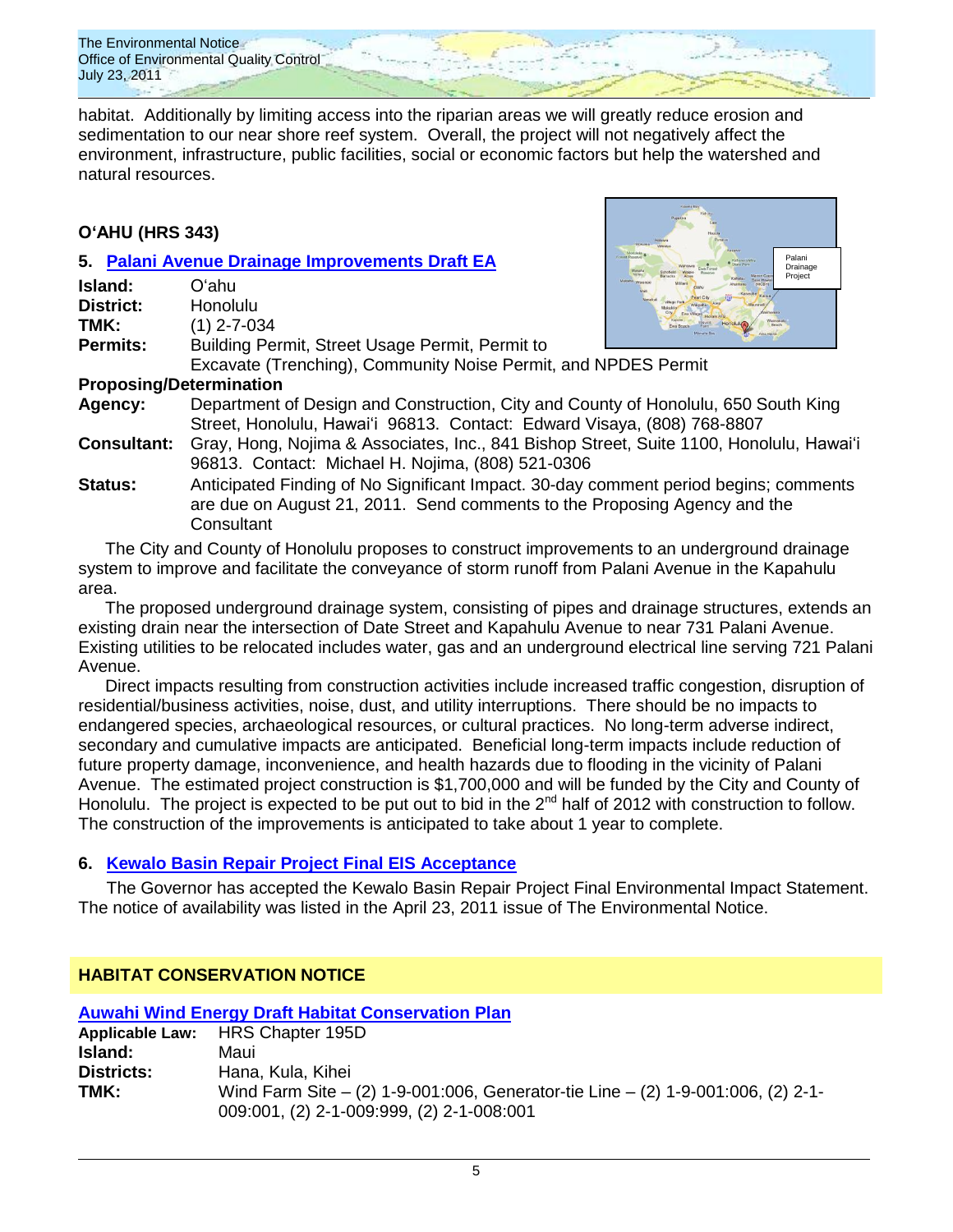habitat. Additionally by limiting access into the riparian areas we will greatly reduce erosion and sedimentation to our near shore reef system. Overall, the project will not negatively affect the environment, infrastructure, public facilities, social or economic factors but help the watershed and natural resources.

## O'AHU (HRS 343)

### 5. Palani Avenue Drainage Improvements Draft EA

**Island:** O'ahu
**District:** Honolulu
**TMK:** (1) 2-7-034
**Permits:** Building Permit, Street Usage Permit, Permit to Excavate (Trenching), Community Noise Permit, and NPDES Permit

**Proposing/Determination**
**Agency:** Department of Design and Construction, City and County of Honolulu, 650 South King Street, Honolulu, Hawai'i 96813. Contact: Edward Visaya, (808) 768-8807
**Consultant:** Gray, Hong, Nojima & Associates, Inc., 841 Bishop Street, Suite 1100, Honolulu, Hawai'i 96813. Contact: Michael H. Nojima, (808) 521-0306
**Status:** Anticipated Finding of No Significant Impact. 30-day comment period begins; comments are due on August 21, 2011. Send comments to the Proposing Agency and the Consultant

The City and County of Honolulu proposes to construct improvements to an underground drainage system to improve and facilitate the conveyance of storm runoff from Palani Avenue in the Kapahulu area.

The proposed underground drainage system, consisting of pipes and drainage structures, extends an existing drain near the intersection of Date Street and Kapahulu Avenue to near 731 Palani Avenue. Existing utilities to be relocated includes water, gas and an underground electrical line serving 721 Palani Avenue.

Direct impacts resulting from construction activities include increased traffic congestion, disruption of residential/business activities, noise, dust, and utility interruptions. There should be no impacts to endangered species, archaeological resources, or cultural practices. No long-term adverse indirect, secondary and cumulative impacts are anticipated. Beneficial long-term impacts include reduction of future property damage, inconvenience, and health hazards due to flooding in the vicinity of Palani Avenue. The estimated project construction is $1,700,000 and will be funded by the City and County of Honolulu. The project is expected to be put out to bid in the 2nd half of 2012 with construction to follow. The construction of the improvements is anticipated to take about 1 year to complete.

### 6. Kewalo Basin Repair Project Final EIS Acceptance

The Governor has accepted the Kewalo Basin Repair Project Final Environmental Impact Statement. The notice of availability was listed in the April 23, 2011 issue of The Environmental Notice.

## HABITAT CONSERVATION NOTICE

### Auwahi Wind Energy Draft Habitat Conservation Plan

**Applicable Law:** HRS Chapter 195D
**Island:** Maui
**Districts:** Hana, Kula, Kihei
**TMK:** Wind Farm Site – (2) 1-9-001:006, Generator-tie Line – (2) 1-9-001:006, (2) 2-1-009:001, (2) 2-1-009:999, (2) 2-1-008:001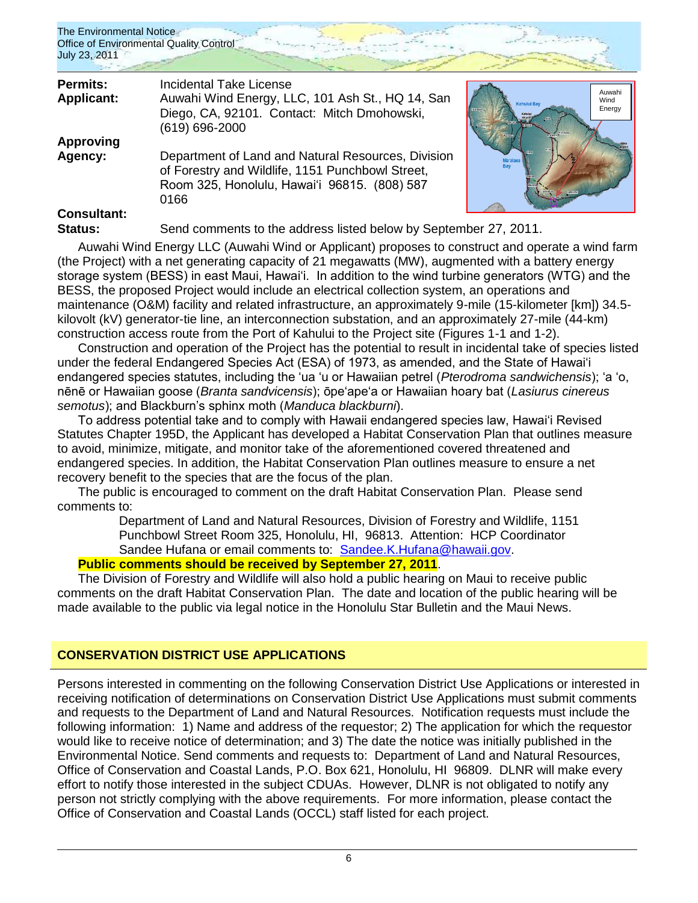**Permits:** Incidental Take License

**Applicant:** Auwahi Wind Energy, LLC, 101 Ash St., HQ 14, San Diego, CA, 92101. Contact: Mitch Dmohowski, (619) 696-2000

**Approving Agency:** Department of Land and Natural Resources, Division of Forestry and Wildlife, 1151 Punchbowl Street, Room 325, Honolulu, Hawaiʻi 96815. (808) 587 0166

**Consultant:**

**Status:** Send comments to the address listed below by September 27, 2011.

Auwahi Wind Energy LLC (Auwahi Wind or Applicant) proposes to construct and operate a wind farm (the Project) with a net generating capacity of 21 megawatts (MW), augmented with a battery energy storage system (BESS) in east Maui, Hawaiʻi. In addition to the wind turbine generators (WTG) and the BESS, the proposed Project would include an electrical collection system, an operations and maintenance (O&M) facility and related infrastructure, an approximately 9-mile (15-kilometer [km]) 34.5-kilovolt (kV) generator-tie line, an interconnection substation, and an approximately 27-mile (44-km) construction access route from the Port of Kahului to the Project site (Figures 1-1 and 1-2).

Construction and operation of the Project has the potential to result in incidental take of species listed under the federal Endangered Species Act (ESA) of 1973, as amended, and the State of Hawaiʻi endangered species statutes, including the ʻua ʻu or Hawaiian petrel (*Pterodroma sandwichensis*); ʻa ʻo, nēnē or Hawaiian goose (*Branta sandvicensis*); ōpeʻapeʻa or Hawaiian hoary bat (*Lasiurus cinereus semotus*); and Blackburn's sphinx moth (*Manduca blackburni*).

To address potential take and to comply with Hawaii endangered species law, Hawaiʻi Revised Statutes Chapter 195D, the Applicant has developed a Habitat Conservation Plan that outlines measure to avoid, minimize, mitigate, and monitor take of the aforementioned covered threatened and endangered species. In addition, the Habitat Conservation Plan outlines measure to ensure a net recovery benefit to the species that are the focus of the plan.

The public is encouraged to comment on the draft Habitat Conservation Plan. Please send comments to:

> Department of Land and Natural Resources, Division of Forestry and Wildlife, 1151 Punchbowl Street Room 325, Honolulu, HI, 96813. Attention: HCP Coordinator Sandee Hufana or email comments to: Sandee.K.Hufana@hawaii.gov.

**Public comments should be received by September 27, 2011**.

The Division of Forestry and Wildlife will also hold a public hearing on Maui to receive public comments on the draft Habitat Conservation Plan. The date and location of the public hearing will be made available to the public via legal notice in the Honolulu Star Bulletin and the Maui News.

## CONSERVATION DISTRICT USE APPLICATIONS

Persons interested in commenting on the following Conservation District Use Applications or interested in receiving notification of determinations on Conservation District Use Applications must submit comments and requests to the Department of Land and Natural Resources. Notification requests must include the following information: 1) Name and address of the requestor; 2) The application for which the requestor would like to receive notice of determination; and 3) The date the notice was initially published in the Environmental Notice. Send comments and requests to: Department of Land and Natural Resources, Office of Conservation and Coastal Lands, P.O. Box 621, Honolulu, HI 96809. DLNR will make every effort to notify those interested in the subject CDUAs. However, DLNR is not obligated to notify any person not strictly complying with the above requirements. For more information, please contact the Office of Conservation and Coastal Lands (OCCL) staff listed for each project.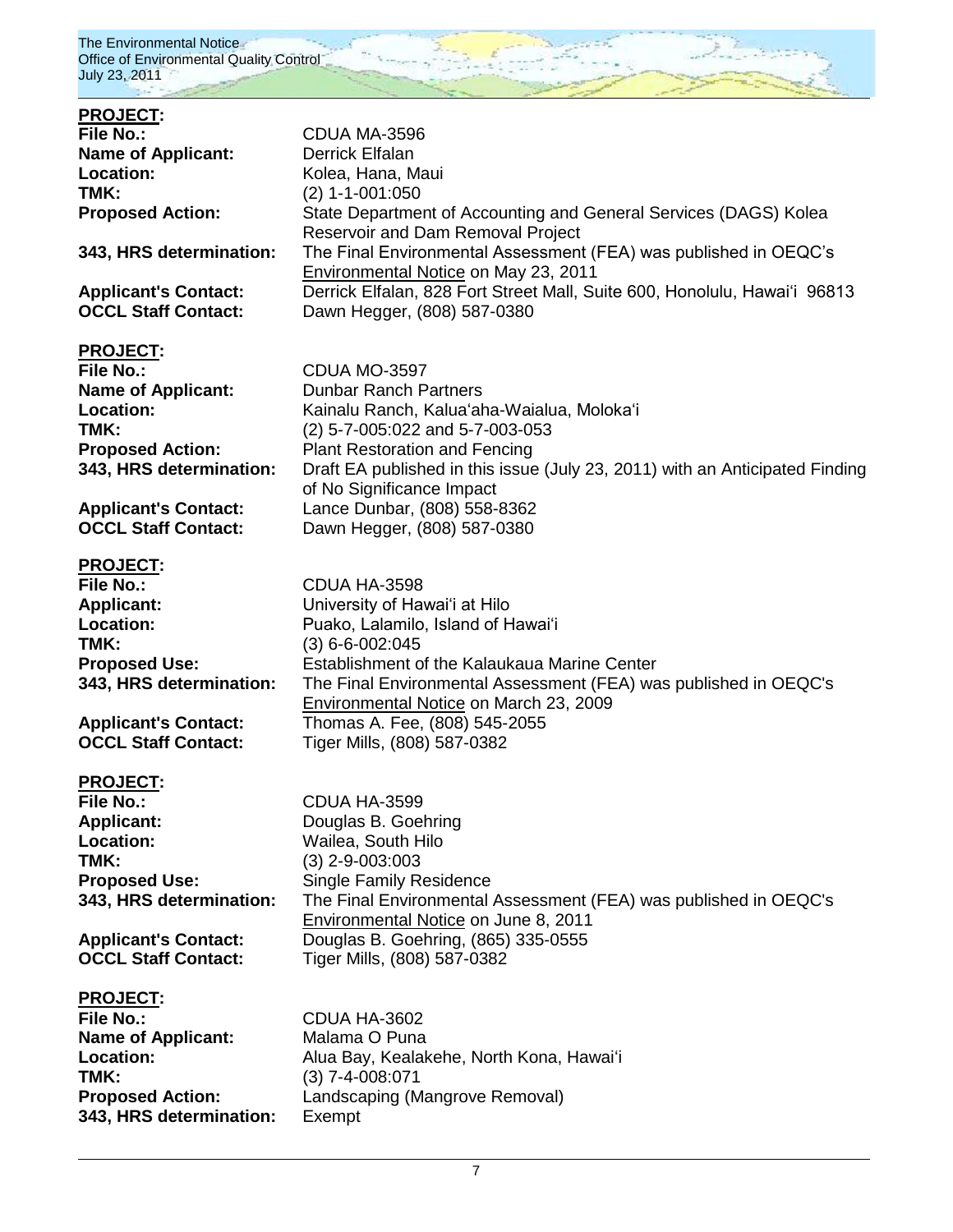**PROJECT:**

**File No.:** CDUA MA-3596
**Name of Applicant:** Derrick Elfalan
**Location:** Kolea, Hana, Maui
**TMK:** (2) 1-1-001:050
**Proposed Action:** State Department of Accounting and General Services (DAGS) Kolea Reservoir and Dam Removal Project
**343, HRS determination:** The Final Environmental Assessment (FEA) was published in OEQC's Environmental Notice on May 23, 2011
**Applicant's Contact:** Derrick Elfalan, 828 Fort Street Mall, Suite 600, Honolulu, Hawai'i 96813
**OCCL Staff Contact:** Dawn Hegger, (808) 587-0380

**PROJECT:**

**File No.:** CDUA MO-3597
**Name of Applicant:** Dunbar Ranch Partners
**Location:** Kainalu Ranch, Kalua'aha-Waialua, Moloka'i
**TMK:** (2) 5-7-005:022 and 5-7-003-053
**Proposed Action:** Plant Restoration and Fencing
**343, HRS determination:** Draft EA published in this issue (July 23, 2011) with an Anticipated Finding of No Significance Impact
**Applicant's Contact:** Lance Dunbar, (808) 558-8362
**OCCL Staff Contact:** Dawn Hegger, (808) 587-0380

**PROJECT:**

**File No.:** CDUA HA-3598
**Applicant:** University of Hawai'i at Hilo
**Location:** Puako, Lalamilo, Island of Hawai'i
**TMK:** (3) 6-6-002:045
**Proposed Use:** Establishment of the Kalaukaua Marine Center
**343, HRS determination:** The Final Environmental Assessment (FEA) was published in OEQC's Environmental Notice on March 23, 2009
**Applicant's Contact:** Thomas A. Fee, (808) 545-2055
**OCCL Staff Contact:** Tiger Mills, (808) 587-0382

**PROJECT:**

**File No.:** CDUA HA-3599
**Applicant:** Douglas B. Goehring
**Location:** Wailea, South Hilo
**TMK:** (3) 2-9-003:003
**Proposed Use:** Single Family Residence
**343, HRS determination:** The Final Environmental Assessment (FEA) was published in OEQC's Environmental Notice on June 8, 2011
**Applicant's Contact:** Douglas B. Goehring, (865) 335-0555
**OCCL Staff Contact:** Tiger Mills, (808) 587-0382

**PROJECT:**

**File No.:** CDUA HA-3602
**Name of Applicant:** Malama O Puna
**Location:** Alua Bay, Kealakehe, North Kona, Hawai'i
**TMK:** (3) 7-4-008:071
**Proposed Action:** Landscaping (Mangrove Removal)
**343, HRS determination:** Exempt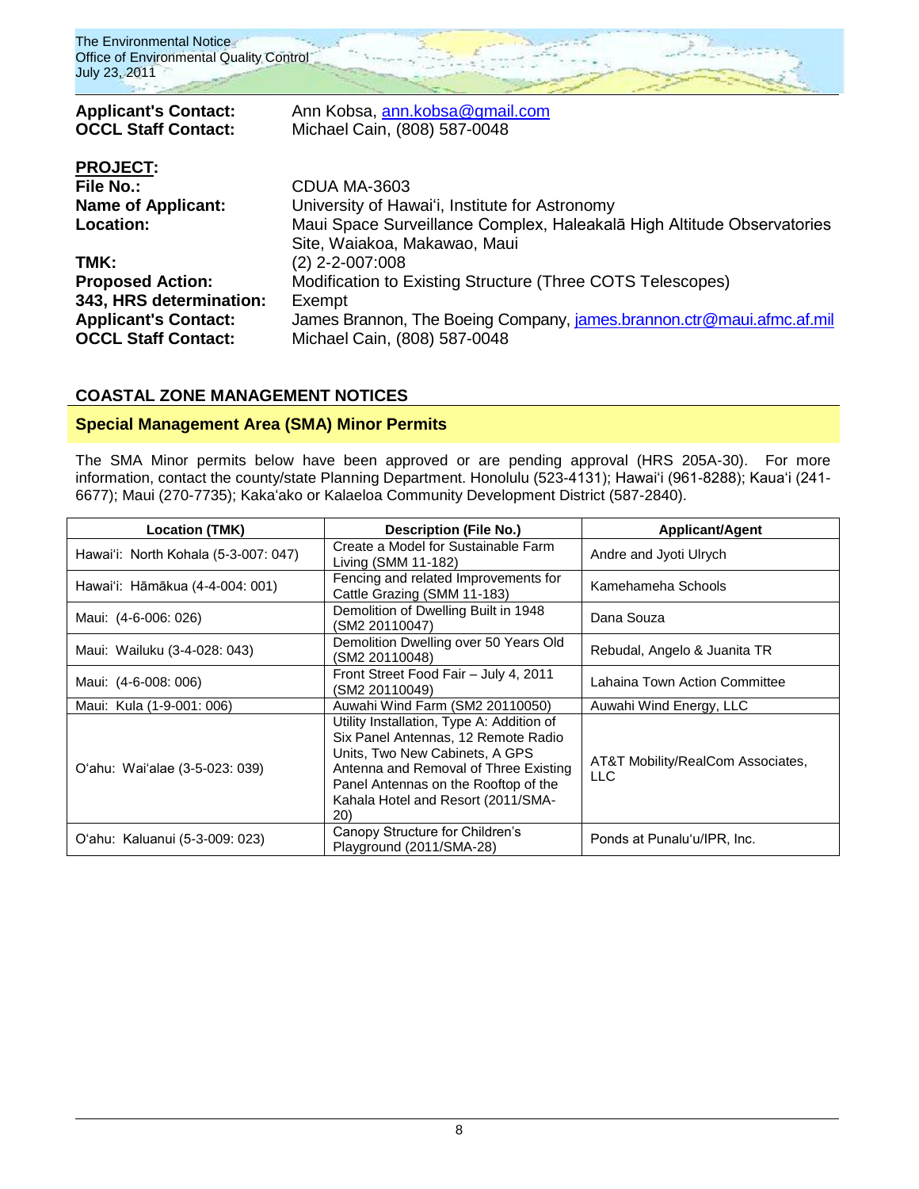**Applicant's Contact:** Ann Kobsa, ann.kobsa@gmail.com
**OCCL Staff Contact:** Michael Cain, (808) 587-0048

**PROJECT:**
**File No.:** CDUA MA-3603
**Name of Applicant:** University of Hawai'i, Institute for Astronomy
**Location:** Maui Space Surveillance Complex, Haleakalā High Altitude Observatories Site, Waiakoa, Makawao, Maui
**TMK:** (2) 2-2-007:008
**Proposed Action:** Modification to Existing Structure (Three COTS Telescopes)
**343, HRS determination:** Exempt
**Applicant's Contact:** James Brannon, The Boeing Company, james.brannon.ctr@maui.afmc.af.mil
**OCCL Staff Contact:** Michael Cain, (808) 587-0048

## COASTAL ZONE MANAGEMENT NOTICES

### Special Management Area (SMA) Minor Permits

The SMA Minor permits below have been approved or are pending approval (HRS 205A-30). For more information, contact the county/state Planning Department. Honolulu (523-4131); Hawai'i (961-8288); Kaua'i (241-6677); Maui (270-7735); Kaka'ako or Kalaeloa Community Development District (587-2840).

| Location (TMK) | Description (File No.) | Applicant/Agent |
|---|---|---|
| Hawai'i: North Kohala (5-3-007: 047) | Create a Model for Sustainable Farm Living (SMM 11-182) | Andre and Jyoti Ulrych |
| Hawai'i: Hāmākua (4-4-004: 001) | Fencing and related Improvements for Cattle Grazing (SMM 11-183) | Kamehameha Schools |
| Maui: (4-6-006: 026) | Demolition of Dwelling Built in 1948 (SM2 20110047) | Dana Souza |
| Maui: Wailuku (3-4-028: 043) | Demolition Dwelling over 50 Years Old (SM2 20110048) | Rebudal, Angelo & Juanita TR |
| Maui: (4-6-008: 006) | Front Street Food Fair – July 4, 2011 (SM2 20110049) | Lahaina Town Action Committee |
| Maui: Kula (1-9-001: 006) | Auwahi Wind Farm (SM2 20110050) | Auwahi Wind Energy, LLC |
| O'ahu: Wai'alae (3-5-023: 039) | Utility Installation, Type A: Addition of Six Panel Antennas, 12 Remote Radio Units, Two New Cabinets, A GPS Antenna and Removal of Three Existing Panel Antennas on the Rooftop of the Kahala Hotel and Resort (2011/SMA-20) | AT&T Mobility/RealCom Associates, LLC |
| O'ahu: Kaluanui (5-3-009: 023) | Canopy Structure for Children's Playground (2011/SMA-28) | Ponds at Punalu'u/IPR, Inc. |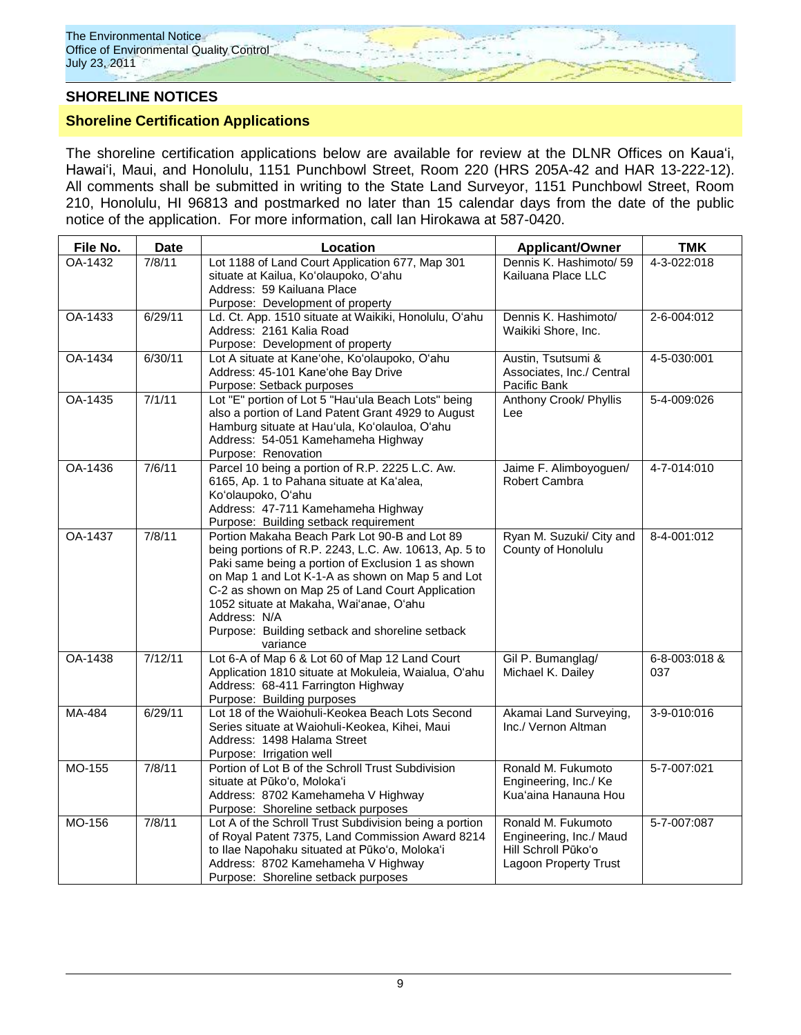## SHORELINE NOTICES

### Shoreline Certification Applications

The shoreline certification applications below are available for review at the DLNR Offices on Kaua'i, Hawai'i, Maui, and Honolulu, 1151 Punchbowl Street, Room 220 (HRS 205A-42 and HAR 13-222-12). All comments shall be submitted in writing to the State Land Surveyor, 1151 Punchbowl Street, Room 210, Honolulu, HI 96813 and postmarked no later than 15 calendar days from the date of the public notice of the application. For more information, call Ian Hirokawa at 587-0420.

| File No. | Date | Location | Applicant/Owner | TMK |
|---|---|---|---|---|
| OA-1432 | 7/8/11 | Lot 1188 of Land Court Application 677, Map 301 situate at Kailua, Ko'olaupoko, O'ahu<br>Address: 59 Kailuana Place<br>Purpose: Development of property | Dennis K. Hashimoto/ 59 Kailuana Place LLC | 4-3-022:018 |
| OA-1433 | 6/29/11 | Ld. Ct. App. 1510 situate at Waikiki, Honolulu, O'ahu<br>Address: 2161 Kalia Road<br>Purpose: Development of property | Dennis K. Hashimoto/ Waikiki Shore, Inc. | 2-6-004:012 |
| OA-1434 | 6/30/11 | Lot A situate at Kane'ohe, Ko'olaupoko, O'ahu<br>Address: 45-101 Kane'ohe Bay Drive<br>Purpose: Setback purposes | Austin, Tsutsumi & Associates, Inc./ Central Pacific Bank | 4-5-030:001 |
| OA-1435 | 7/1/11 | Lot "E" portion of Lot 5 "Hau'ula Beach Lots" being also a portion of Land Patent Grant 4929 to August Hamburg situate at Hau'ula, Ko'olauloa, O'ahu<br>Address: 54-051 Kamehameha Highway<br>Purpose: Renovation | Anthony Crook/ Phyllis Lee | 5-4-009:026 |
| OA-1436 | 7/6/11 | Parcel 10 being a portion of R.P. 2225 L.C. Aw. 6165, Ap. 1 to Pahana situate at Ka'alea, Ko'olaupoko, O'ahu<br>Address: 47-711 Kamehameha Highway<br>Purpose: Building setback requirement | Jaime F. Alimboyoguen/ Robert Cambra | 4-7-014:010 |
| OA-1437 | 7/8/11 | Portion Makaha Beach Park Lot 90-B and Lot 89 being portions of R.P. 2243, L.C. Aw. 10613, Ap. 5 to Paki same being a portion of Exclusion 1 as shown on Map 1 and Lot K-1-A as shown on Map 5 and Lot C-2 as shown on Map 25 of Land Court Application 1052 situate at Makaha, Wai'anae, O'ahu<br>Address: N/A<br>Purpose: Building setback and shoreline setback variance | Ryan M. Suzuki/ City and County of Honolulu | 8-4-001:012 |
| OA-1438 | 7/12/11 | Lot 6-A of Map 6 & Lot 60 of Map 12 Land Court Application 1810 situate at Mokuleia, Waialua, O'ahu<br>Address: 68-411 Farrington Highway<br>Purpose: Building purposes | Gil P. Bumanglag/ Michael K. Dailey | 6-8-003:018 & 037 |
| MA-484 | 6/29/11 | Lot 18 of the Waiohuli-Keokea Beach Lots Second Series situate at Waiohuli-Keokea, Kihei, Maui<br>Address: 1498 Halama Street<br>Purpose: Irrigation well | Akamai Land Surveying, Inc./ Vernon Altman | 3-9-010:016 |
| MO-155 | 7/8/11 | Portion of Lot B of the Schroll Trust Subdivision situate at Pūko'o, Moloka'i<br>Address: 8702 Kamehameha V Highway<br>Purpose: Shoreline setback purposes | Ronald M. Fukumoto Engineering, Inc./ Ke Kua'aina Hanauna Hou | 5-7-007:021 |
| MO-156 | 7/8/11 | Lot A of the Schroll Trust Subdivision being a portion of Royal Patent 7375, Land Commission Award 8214 to Ilae Napohaku situated at Pūko'o, Moloka'i<br>Address: 8702 Kamehameha V Highway<br>Purpose: Shoreline setback purposes | Ronald M. Fukumoto Engineering, Inc./ Maud Hill Schroll Pūko'o Lagoon Property Trust | 5-7-007:087 |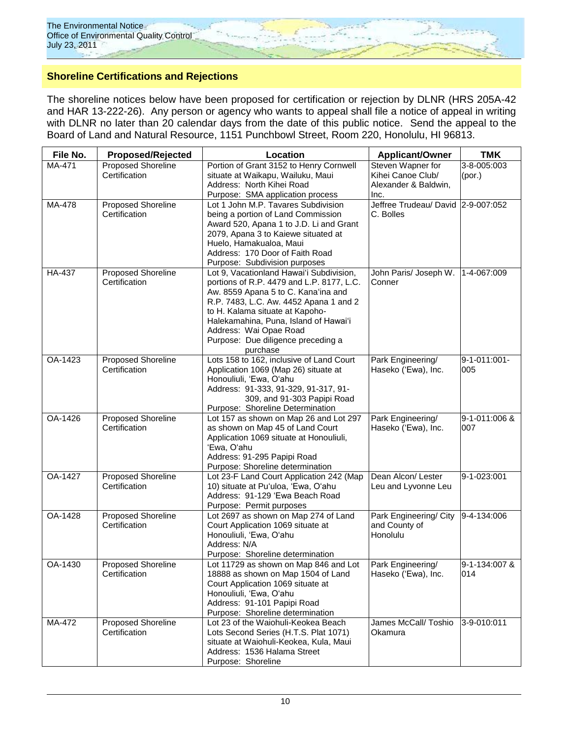## Shoreline Certifications and Rejections

The shoreline notices below have been proposed for certification or rejection by DLNR (HRS 205A-42 and HAR 13-222-26). Any person or agency who wants to appeal shall file a notice of appeal in writing with DLNR no later than 20 calendar days from the date of this public notice. Send the appeal to the Board of Land and Natural Resource, 1151 Punchbowl Street, Room 220, Honolulu, HI 96813.

| File No. | Proposed/Rejected | Location | Applicant/Owner | TMK |
|---|---|---|---|---|
| MA-471 | Proposed Shoreline Certification | Portion of Grant 3152 to Henry Cornwell situate at Waikapu, Wailuku, Maui<br>Address: North Kihei Road<br>Purpose: SMA application process | Steven Wapner for Kihei Canoe Club/ Alexander & Baldwin, Inc. | 3-8-005:003 (por.) |
| MA-478 | Proposed Shoreline Certification | Lot 1 John M.P. Tavares Subdivision being a portion of Land Commission Award 520, Apana 1 to J.D. Li and Grant 2079, Apana 3 to Kaiewe situated at Huelo, Hamakualoa, Maui<br>Address: 170 Door of Faith Road<br>Purpose: Subdivision purposes | Jeffree Trudeau/ David C. Bolles | 2-9-007:052 |
| HA-437 | Proposed Shoreline Certification | Lot 9, Vacationland Hawai'i Subdivision, portions of R.P. 4479 and L.P. 8177, L.C. Aw. 8559 Apana 5 to C. Kana'ina and R.P. 7483, L.C. Aw. 4452 Apana 1 and 2 to H. Kalama situate at Kapoho-Halekamahina, Puna, Island of Hawai'i<br>Address: Wai Opae Road<br>Purpose: Due diligence preceding a purchase | John Paris/ Joseph W. Conner | 1-4-067:009 |
| OA-1423 | Proposed Shoreline Certification | Lots 158 to 162, inclusive of Land Court Application 1069 (Map 26) situate at Honouliuli, 'Ewa, O'ahu<br>Address: 91-333, 91-329, 91-317, 91-309, and 91-303 Papipi Road<br>Purpose: Shoreline Determination | Park Engineering/ Haseko ('Ewa), Inc. | 9-1-011:001-005 |
| OA-1426 | Proposed Shoreline Certification | Lot 157 as shown on Map 26 and Lot 297 as shown on Map 45 of Land Court Application 1069 situate at Honouliuli, 'Ewa, O'ahu<br>Address: 91-295 Papipi Road<br>Purpose: Shoreline determination | Park Engineering/ Haseko ('Ewa), Inc. | 9-1-011:006 & 007 |
| OA-1427 | Proposed Shoreline Certification | Lot 23-F Land Court Application 242 (Map 10) situate at Pu'uloa, 'Ewa, O'ahu<br>Address: 91-129 'Ewa Beach Road<br>Purpose: Permit purposes | Dean Alcon/ Lester Leu and Lyvonne Leu | 9-1-023:001 |
| OA-1428 | Proposed Shoreline Certification | Lot 2697 as shown on Map 274 of Land Court Application 1069 situate at Honouliuli, 'Ewa, O'ahu<br>Address: N/A<br>Purpose: Shoreline determination | Park Engineering/ City and County of Honolulu | 9-4-134:006 |
| OA-1430 | Proposed Shoreline Certification | Lot 11729 as shown on Map 846 and Lot 18888 as shown on Map 1504 of Land Court Application 1069 situate at Honouliuli, 'Ewa, O'ahu<br>Address: 91-101 Papipi Road<br>Purpose: Shoreline determination | Park Engineering/ Haseko ('Ewa), Inc. | 9-1-134:007 & 014 |
| MA-472 | Proposed Shoreline Certification | Lot 23 of the Waiohuli-Keokea Beach Lots Second Series (H.T.S. Plat 1071) situate at Waiohuli-Keokea, Kula, Maui<br>Address: 1536 Halama Street<br>Purpose: Shoreline | James McCall/ Toshio Okamura | 3-9-010:011 |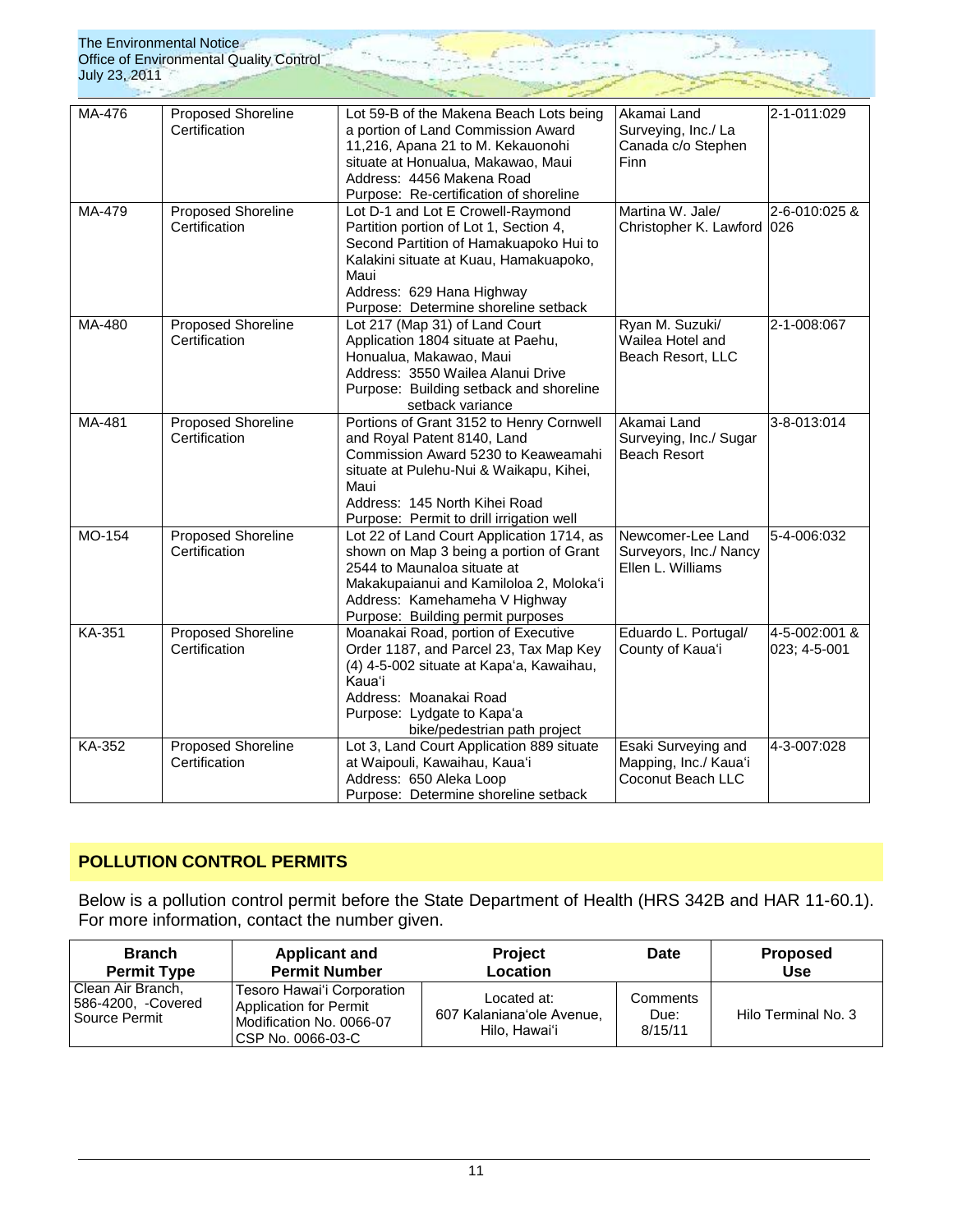| MA-476 | Proposed Shoreline Certification | Lot 59-B of the Makena Beach Lots being a portion of Land Commission Award 11,216, Apana 21 to M. Kekauonohi situate at Honualua, Makawao, Maui<br>Address: 4456 Makena Road<br>Purpose: Re-certification of shoreline | Akamai Land Surveying, Inc./ La Canada c/o Stephen Finn | 2-1-011:029 |
|---|---|---|---|---|
| MA-479 | Proposed Shoreline Certification | Lot D-1 and Lot E Crowell-Raymond Partition portion of Lot 1, Section 4, Second Partition of Hamakuapoko Hui to Kalakini situate at Kuau, Hamakuapoko, Maui<br>Address: 629 Hana Highway<br>Purpose: Determine shoreline setback | Martina W. Jale/ Christopher K. Lawford | 2-6-010:025 & 026 |
| MA-480 | Proposed Shoreline Certification | Lot 217 (Map 31) of Land Court Application 1804 situate at Paehu, Honualua, Makawao, Maui<br>Address: 3550 Wailea Alanui Drive<br>Purpose: Building setback and shoreline setback variance | Ryan M. Suzuki/ Wailea Hotel and Beach Resort, LLC | 2-1-008:067 |
| MA-481 | Proposed Shoreline Certification | Portions of Grant 3152 to Henry Cornwell and Royal Patent 8140, Land Commission Award 5230 to Keaweamahi situate at Pulehu-Nui & Waikapu, Kihei, Maui<br>Address: 145 North Kihei Road<br>Purpose: Permit to drill irrigation well | Akamai Land Surveying, Inc./ Sugar Beach Resort | 3-8-013:014 |
| MO-154 | Proposed Shoreline Certification | Lot 22 of Land Court Application 1714, as shown on Map 3 being a portion of Grant 2544 to Maunaloa situate at Makakupaianui and Kamiloloa 2, Moloka'i<br>Address: Kamehameha V Highway<br>Purpose: Building permit purposes | Newcomer-Lee Land Surveyors, Inc./ Nancy Ellen L. Williams | 5-4-006:032 |
| KA-351 | Proposed Shoreline Certification | Moanakai Road, portion of Executive Order 1187, and Parcel 23, Tax Map Key (4) 4-5-002 situate at Kapa'a, Kawaihau, Kaua'i<br>Address: Moanakai Road<br>Purpose: Lydgate to Kapa'a bike/pedestrian path project | Eduardo L. Portugal/ County of Kaua'i | 4-5-002:001 & 023; 4-5-001 |
| KA-352 | Proposed Shoreline Certification | Lot 3, Land Court Application 889 situate at Waipouli, Kawaihau, Kaua'i<br>Address: 650 Aleka Loop<br>Purpose: Determine shoreline setback | Esaki Surveying and Mapping, Inc./ Kaua'i Coconut Beach LLC | 4-3-007:028 |

## POLLUTION CONTROL PERMITS

Below is a pollution control permit before the State Department of Health (HRS 342B and HAR 11-60.1). For more information, contact the number given.

| Branch Permit Type | Applicant and Permit Number | Project Location | Date | Proposed Use |
|---|---|---|---|---|
| Clean Air Branch, 586-4200, -Covered Source Permit | Tesoro Hawai'i Corporation Application for Permit Modification No. 0066-07 CSP No. 0066-03-C | Located at: 607 Kalaniana'ole Avenue, Hilo, Hawai'i | Comments Due: 8/15/11 | Hilo Terminal No. 3 |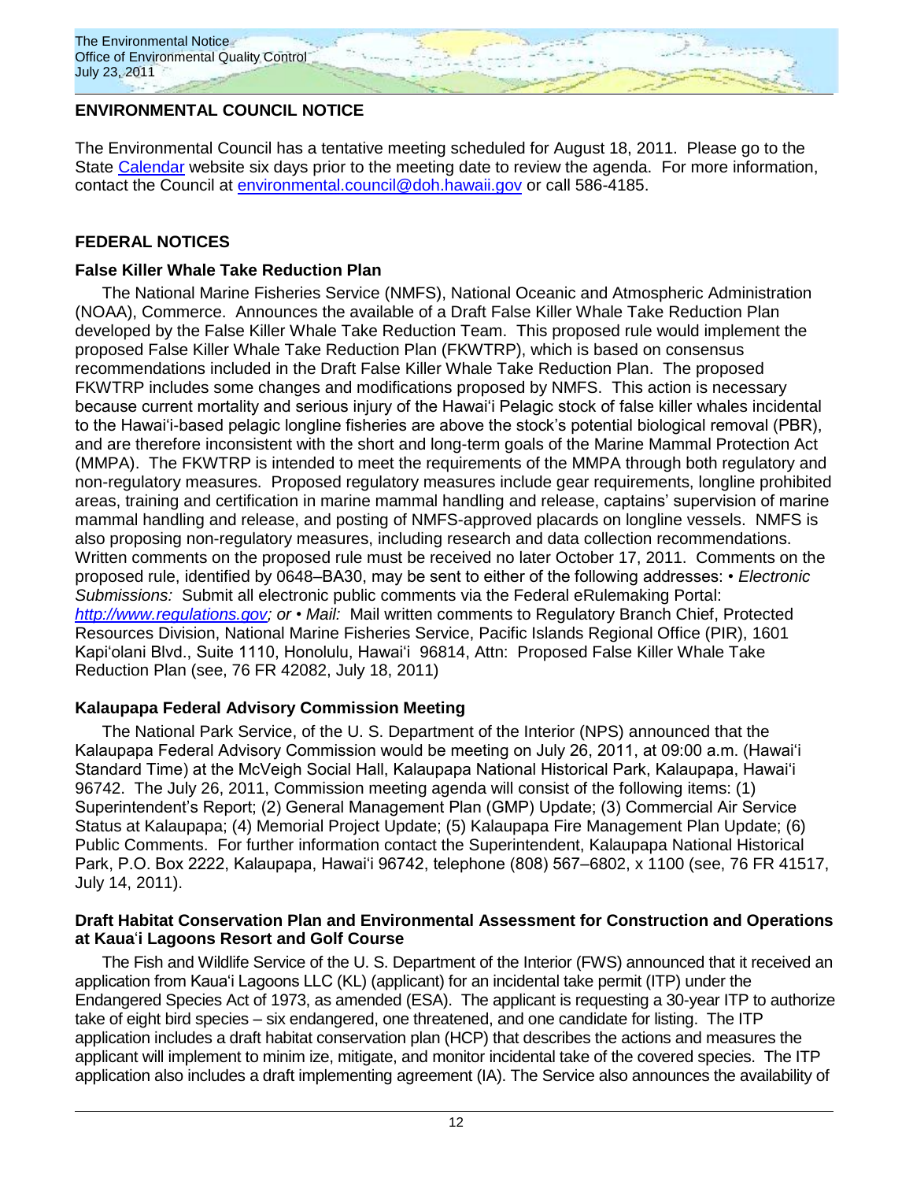## ENVIRONMENTAL COUNCIL NOTICE

The Environmental Council has a tentative meeting scheduled for August 18, 2011. Please go to the State Calendar website six days prior to the meeting date to review the agenda. For more information, contact the Council at environmental.council@doh.hawaii.gov or call 586-4185.

## FEDERAL NOTICES

### False Killer Whale Take Reduction Plan

The National Marine Fisheries Service (NMFS), National Oceanic and Atmospheric Administration (NOAA), Commerce. Announces the available of a Draft False Killer Whale Take Reduction Plan developed by the False Killer Whale Take Reduction Team. This proposed rule would implement the proposed False Killer Whale Take Reduction Plan (FKWTRP), which is based on consensus recommendations included in the Draft False Killer Whale Take Reduction Plan. The proposed FKWTRP includes some changes and modifications proposed by NMFS. This action is necessary because current mortality and serious injury of the Hawaiʻi Pelagic stock of false killer whales incidental to the Hawaiʻi-based pelagic longline fisheries are above the stock's potential biological removal (PBR), and are therefore inconsistent with the short and long-term goals of the Marine Mammal Protection Act (MMPA). The FKWTRP is intended to meet the requirements of the MMPA through both regulatory and non-regulatory measures. Proposed regulatory measures include gear requirements, longline prohibited areas, training and certification in marine mammal handling and release, captains' supervision of marine mammal handling and release, and posting of NMFS-approved placards on longline vessels. NMFS is also proposing non-regulatory measures, including research and data collection recommendations. Written comments on the proposed rule must be received no later October 17, 2011. Comments on the proposed rule, identified by 0648–BA30, may be sent to either of the following addresses: • *Electronic Submissions:* Submit all electronic public comments via the Federal eRulemaking Portal: *http://www.regulations.gov; or* • *Mail:* Mail written comments to Regulatory Branch Chief, Protected Resources Division, National Marine Fisheries Service, Pacific Islands Regional Office (PIR), 1601 Kapiʻolani Blvd., Suite 1110, Honolulu, Hawaiʻi 96814, Attn: Proposed False Killer Whale Take Reduction Plan (see, 76 FR 42082, July 18, 2011)

### Kalaupapa Federal Advisory Commission Meeting

The National Park Service, of the U. S. Department of the Interior (NPS) announced that the Kalaupapa Federal Advisory Commission would be meeting on July 26, 2011, at 09:00 a.m. (Hawaiʻi Standard Time) at the McVeigh Social Hall, Kalaupapa National Historical Park, Kalaupapa, Hawaiʻi 96742. The July 26, 2011, Commission meeting agenda will consist of the following items: (1) Superintendent's Report; (2) General Management Plan (GMP) Update; (3) Commercial Air Service Status at Kalaupapa; (4) Memorial Project Update; (5) Kalaupapa Fire Management Plan Update; (6) Public Comments. For further information contact the Superintendent, Kalaupapa National Historical Park, P.O. Box 2222, Kalaupapa, Hawaiʻi 96742, telephone (808) 567–6802, x 1100 (see, 76 FR 41517, July 14, 2011).

### Draft Habitat Conservation Plan and Environmental Assessment for Construction and Operations at Kauaʻi Lagoons Resort and Golf Course

The Fish and Wildlife Service of the U. S. Department of the Interior (FWS) announced that it received an application from Kauaʻi Lagoons LLC (KL) (applicant) for an incidental take permit (ITP) under the Endangered Species Act of 1973, as amended (ESA). The applicant is requesting a 30-year ITP to authorize take of eight bird species – six endangered, one threatened, and one candidate for listing. The ITP application includes a draft habitat conservation plan (HCP) that describes the actions and measures the applicant will implement to minim ize, mitigate, and monitor incidental take of the covered species. The ITP application also includes a draft implementing agreement (IA). The Service also announces the availability of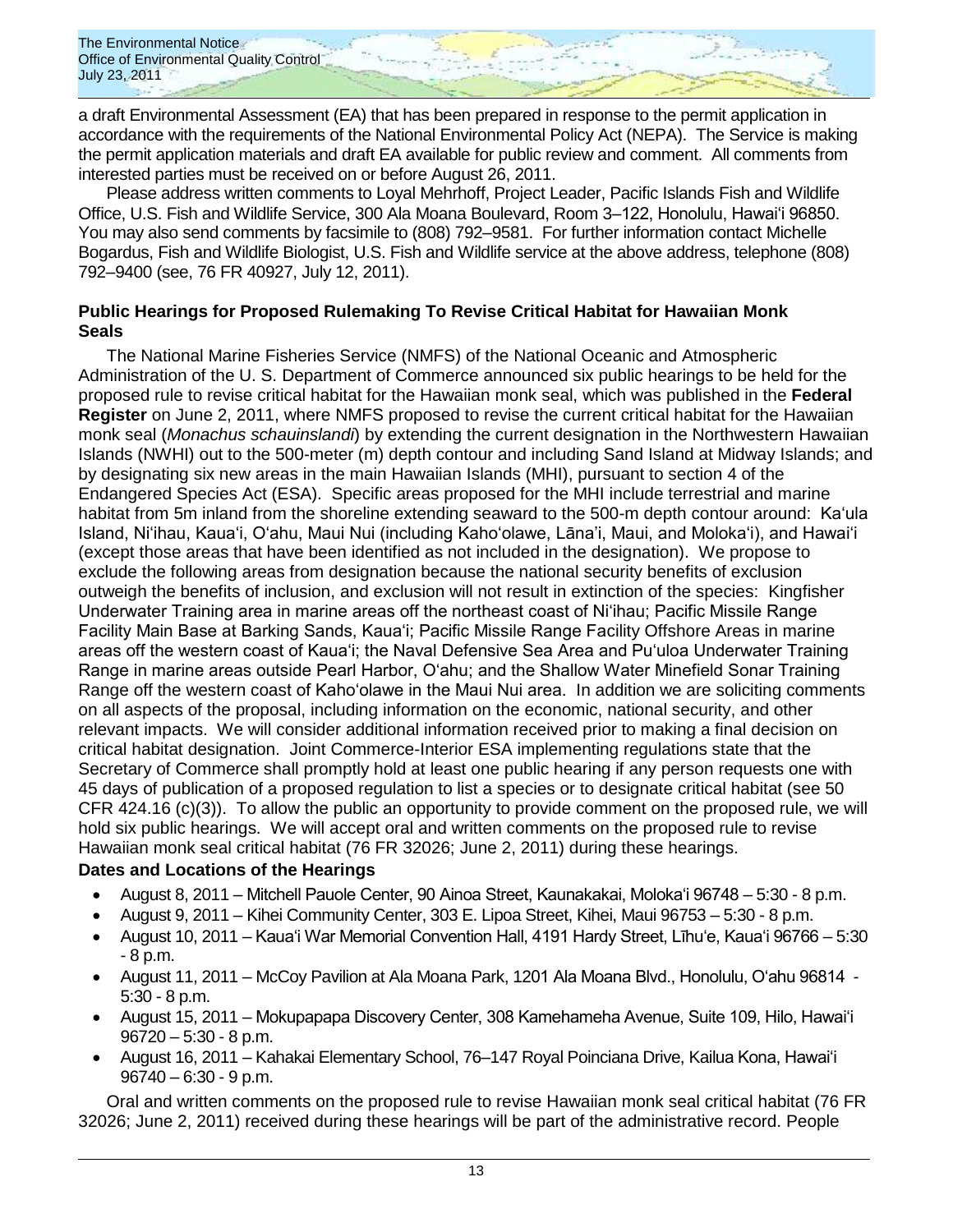a draft Environmental Assessment (EA) that has been prepared in response to the permit application in accordance with the requirements of the National Environmental Policy Act (NEPA). The Service is making the permit application materials and draft EA available for public review and comment. All comments from interested parties must be received on or before August 26, 2011.

Please address written comments to Loyal Mehrhoff, Project Leader, Pacific Islands Fish and Wildlife Office, U.S. Fish and Wildlife Service, 300 Ala Moana Boulevard, Room 3–122, Honolulu, Hawai'i 96850. You may also send comments by facsimile to (808) 792–9581. For further information contact Michelle Bogardus, Fish and Wildlife Biologist, U.S. Fish and Wildlife service at the above address, telephone (808) 792–9400 (see, 76 FR 40927, July 12, 2011).

**Public Hearings for Proposed Rulemaking To Revise Critical Habitat for Hawaiian Monk Seals**

The National Marine Fisheries Service (NMFS) of the National Oceanic and Atmospheric Administration of the U. S. Department of Commerce announced six public hearings to be held for the proposed rule to revise critical habitat for the Hawaiian monk seal, which was published in the **Federal Register** on June 2, 2011, where NMFS proposed to revise the current critical habitat for the Hawaiian monk seal (*Monachus schauinslandi*) by extending the current designation in the Northwestern Hawaiian Islands (NWHI) out to the 500-meter (m) depth contour and including Sand Island at Midway Islands; and by designating six new areas in the main Hawaiian Islands (MHI), pursuant to section 4 of the Endangered Species Act (ESA). Specific areas proposed for the MHI include terrestrial and marine habitat from 5m inland from the shoreline extending seaward to the 500-m depth contour around: Ka'ula Island, Ni'ihau, Kaua'i, O'ahu, Maui Nui (including Kaho'olawe, Lāna'i, Maui, and Moloka'i), and Hawai'i (except those areas that have been identified as not included in the designation). We propose to exclude the following areas from designation because the national security benefits of exclusion outweigh the benefits of inclusion, and exclusion will not result in extinction of the species: Kingfisher Underwater Training area in marine areas off the northeast coast of Ni'ihau; Pacific Missile Range Facility Main Base at Barking Sands, Kaua'i; Pacific Missile Range Facility Offshore Areas in marine areas off the western coast of Kaua'i; the Naval Defensive Sea Area and Pu'uloa Underwater Training Range in marine areas outside Pearl Harbor, O'ahu; and the Shallow Water Minefield Sonar Training Range off the western coast of Kaho'olawe in the Maui Nui area. In addition we are soliciting comments on all aspects of the proposal, including information on the economic, national security, and other relevant impacts. We will consider additional information received prior to making a final decision on critical habitat designation. Joint Commerce-Interior ESA implementing regulations state that the Secretary of Commerce shall promptly hold at least one public hearing if any person requests one with 45 days of publication of a proposed regulation to list a species or to designate critical habitat (see 50 CFR 424.16 (c)(3)). To allow the public an opportunity to provide comment on the proposed rule, we will hold six public hearings. We will accept oral and written comments on the proposed rule to revise Hawaiian monk seal critical habitat (76 FR 32026; June 2, 2011) during these hearings.

**Dates and Locations of the Hearings**

- August 8, 2011 – Mitchell Pauole Center, 90 Ainoa Street, Kaunakakai, Moloka'i 96748 – 5:30 - 8 p.m.
- August 9, 2011 – Kihei Community Center, 303 E. Lipoa Street, Kihei, Maui 96753 – 5:30 - 8 p.m.
- August 10, 2011 – Kaua'i War Memorial Convention Hall, 4191 Hardy Street, Līhu'e, Kaua'i 96766 – 5:30 - 8 p.m.
- August 11, 2011 – McCoy Pavilion at Ala Moana Park, 1201 Ala Moana Blvd., Honolulu, O'ahu 96814 - 5:30 - 8 p.m.
- August 15, 2011 – Mokupapapa Discovery Center, 308 Kamehameha Avenue, Suite 109, Hilo, Hawai'i 96720 – 5:30 - 8 p.m.
- August 16, 2011 – Kahakai Elementary School, 76–147 Royal Poinciana Drive, Kailua Kona, Hawai'i 96740 – 6:30 - 9 p.m.

Oral and written comments on the proposed rule to revise Hawaiian monk seal critical habitat (76 FR 32026; June 2, 2011) received during these hearings will be part of the administrative record. People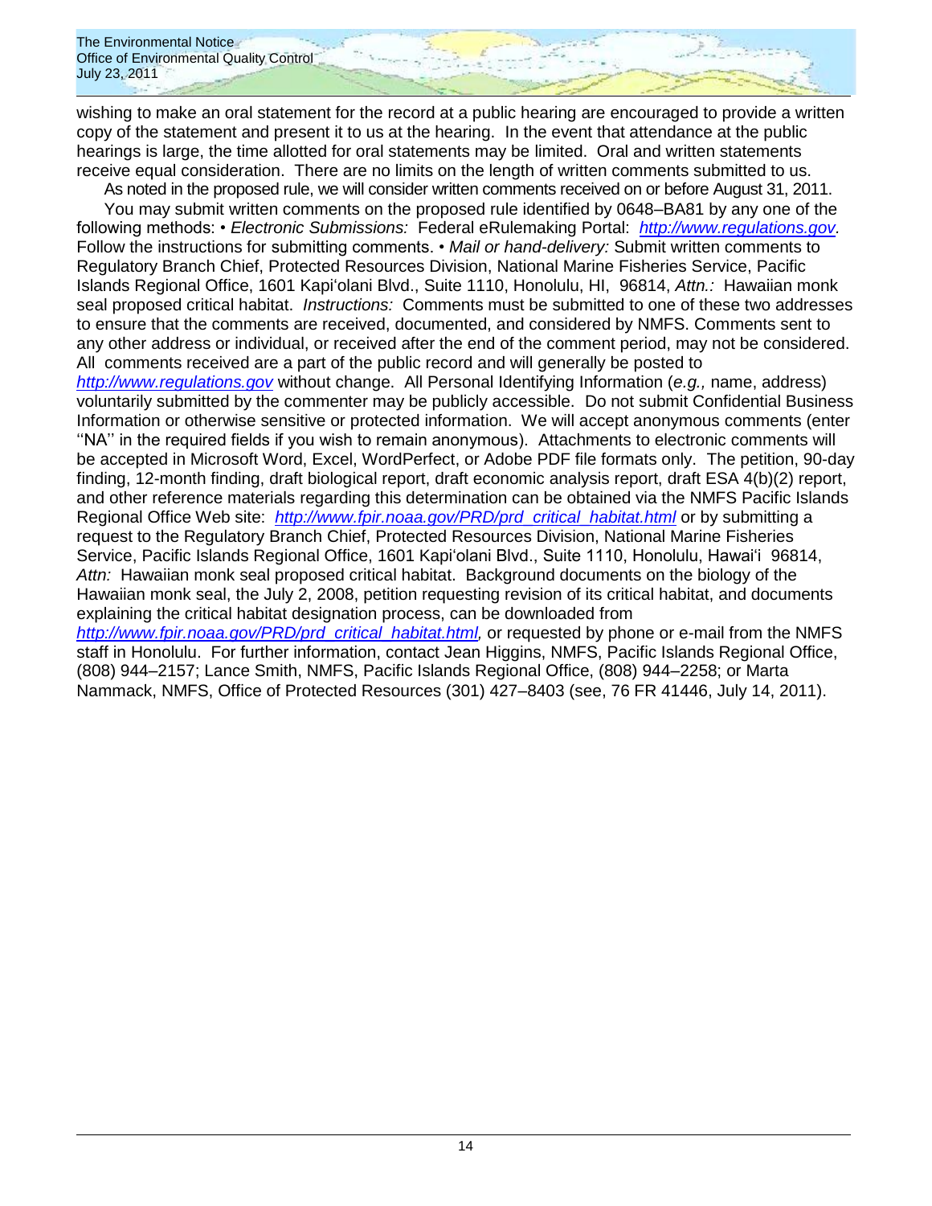wishing to make an oral statement for the record at a public hearing are encouraged to provide a written copy of the statement and present it to us at the hearing. In the event that attendance at the public hearings is large, the time allotted for oral statements may be limited. Oral and written statements receive equal consideration. There are no limits on the length of written comments submitted to us.

As noted in the proposed rule, we will consider written comments received on or before August 31, 2011.

You may submit written comments on the proposed rule identified by 0648–BA81 by any one of the following methods: • *Electronic Submissions:* Federal eRulemaking Portal: *http://www.regulations.gov*. Follow the instructions for submitting comments. • *Mail or hand-delivery:* Submit written comments to Regulatory Branch Chief, Protected Resources Division, National Marine Fisheries Service, Pacific Islands Regional Office, 1601 Kapiʻolani Blvd., Suite 1110, Honolulu, HI, 96814, *Attn.:* Hawaiian monk seal proposed critical habitat. *Instructions:* Comments must be submitted to one of these two addresses to ensure that the comments are received, documented, and considered by NMFS. Comments sent to any other address or individual, or received after the end of the comment period, may not be considered. All comments received are a part of the public record and will generally be posted to *http://www.regulations.gov* without change. All Personal Identifying Information (*e.g.,* name, address) voluntarily submitted by the commenter may be publicly accessible. Do not submit Confidential Business Information or otherwise sensitive or protected information. We will accept anonymous comments (enter ''NA'' in the required fields if you wish to remain anonymous). Attachments to electronic comments will be accepted in Microsoft Word, Excel, WordPerfect, or Adobe PDF file formats only. The petition, 90-day finding, 12-month finding, draft biological report, draft economic analysis report, draft ESA 4(b)(2) report, and other reference materials regarding this determination can be obtained via the NMFS Pacific Islands Regional Office Web site: *http://www.fpir.noaa.gov/PRD/prd_critical_habitat.html* or by submitting a request to the Regulatory Branch Chief, Protected Resources Division, National Marine Fisheries Service, Pacific Islands Regional Office, 1601 Kapiʻolani Blvd., Suite 1110, Honolulu, Hawaiʻi 96814, *Attn:* Hawaiian monk seal proposed critical habitat. Background documents on the biology of the Hawaiian monk seal, the July 2, 2008, petition requesting revision of its critical habitat, and documents explaining the critical habitat designation process, can be downloaded from *http://www.fpir.noaa.gov/PRD/prd_critical_habitat.html,* or requested by phone or e-mail from the NMFS staff in Honolulu. For further information, contact Jean Higgins, NMFS, Pacific Islands Regional Office, (808) 944–2157; Lance Smith, NMFS, Pacific Islands Regional Office, (808) 944–2258; or Marta Nammack, NMFS, Office of Protected Resources (301) 427–8403 (see, 76 FR 41446, July 14, 2011).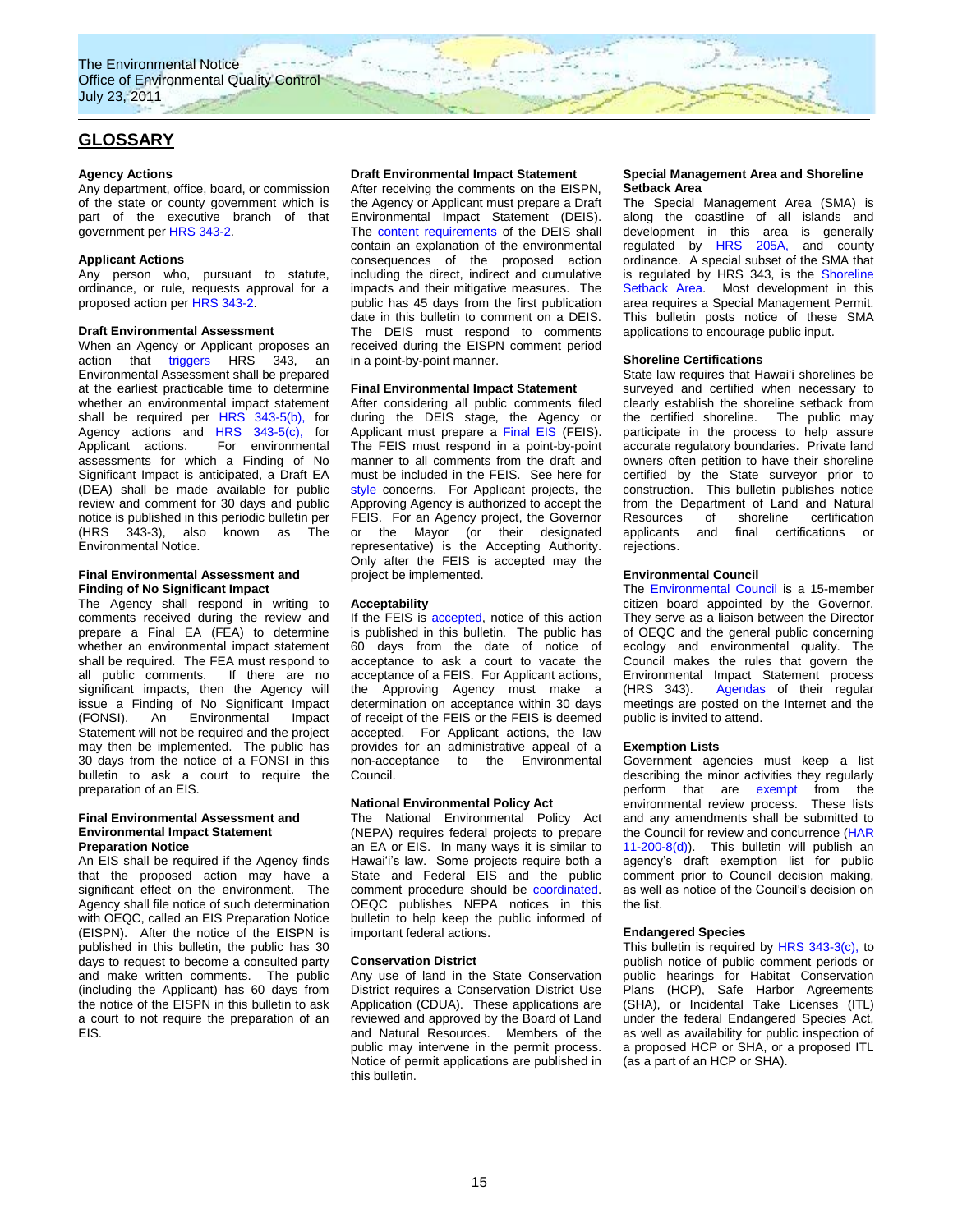## GLOSSARY

**Agency Actions**
Any department, office, board, or commission of the state or county government which is part of the executive branch of that government per HRS 343-2.

**Applicant Actions**
Any person who, pursuant to statute, ordinance, or rule, requests approval for a proposed action per HRS 343-2.

**Draft Environmental Assessment**
When an Agency or Applicant proposes an action that triggers HRS 343, an Environmental Assessment shall be prepared at the earliest practicable time to determine whether an environmental impact statement shall be required per HRS 343-5(b), for Agency actions and HRS 343-5(c), for Applicant actions. For environmental assessments for which a Finding of No Significant Impact is anticipated, a Draft EA (DEA) shall be made available for public review and comment for 30 days and public notice is published in this periodic bulletin per (HRS 343-3), also known as The Environmental Notice.

**Final Environmental Assessment and Finding of No Significant Impact**
The Agency shall respond in writing to comments received during the review and prepare a Final EA (FEA) to determine whether an environmental impact statement shall be required. The FEA must respond to all public comments. If there are no significant impacts, then the Agency will issue a Finding of No Significant Impact (FONSI). An Environmental Impact Statement will not be required and the project may then be implemented. The public has 30 days from the notice of a FONSI in this bulletin to ask a court to require the preparation of an EIS.

**Final Environmental Assessment and Environmental Impact Statement Preparation Notice**
An EIS shall be required if the Agency finds that the proposed action may have a significant effect on the environment. The Agency shall file notice of such determination with OEQC, called an EIS Preparation Notice (EISPN). After the notice of the EISPN is published in this bulletin, the public has 30 days to request to become a consulted party and make written comments. The public (including the Applicant) has 60 days from the notice of the EISPN in this bulletin to ask a court to not require the preparation of an EIS.

**Draft Environmental Impact Statement**
After receiving the comments on the EISPN, the Agency or Applicant must prepare a Draft Environmental Impact Statement (DEIS). The content requirements of the DEIS shall contain an explanation of the environmental consequences of the proposed action including the direct, indirect and cumulative impacts and their mitigative measures. The public has 45 days from the first publication date in this bulletin to comment on a DEIS. The DEIS must respond to comments received during the EISPN comment period in a point-by-point manner.

**Final Environmental Impact Statement**
After considering all public comments filed during the DEIS stage, the Agency or Applicant must prepare a Final EIS (FEIS). The FEIS must respond in a point-by-point manner to all comments from the draft and must be included in the FEIS. See here for style concerns. For Applicant projects, the Approving Agency is authorized to accept the FEIS. For an Agency project, the Governor or the Mayor (or their designated representative) is the Accepting Authority. Only after the FEIS is accepted may the project be implemented.

**Acceptability**
If the FEIS is accepted, notice of this action is published in this bulletin. The public has 60 days from the date of notice of acceptance to ask a court to vacate the acceptance of a FEIS. For Applicant actions, the Approving Agency must make a determination on acceptance within 30 days of receipt of the FEIS or the FEIS is deemed accepted. For Applicant actions, the law provides for an administrative appeal of a non-acceptance to the Environmental Council.

**National Environmental Policy Act**
The National Environmental Policy Act (NEPA) requires federal projects to prepare an EA or EIS. In many ways it is similar to Hawai'i's law. Some projects require both a State and Federal EIS and the public comment procedure should be coordinated. OEQC publishes NEPA notices in this bulletin to help keep the public informed of important federal actions.

**Conservation District**
Any use of land in the State Conservation District requires a Conservation District Use Application (CDUA). These applications are reviewed and approved by the Board of Land and Natural Resources. Members of the public may intervene in the permit process. Notice of permit applications are published in this bulletin.

**Special Management Area and Shoreline Setback Area**
The Special Management Area (SMA) is along the coastline of all islands and development in this area is generally regulated by HRS 205A, and county ordinance. A special subset of the SMA that is regulated by HRS 343, is the Shoreline Setback Area. Most development in this area requires a Special Management Permit. This bulletin posts notice of these SMA applications to encourage public input.

**Shoreline Certifications**
State law requires that Hawai'i shorelines be surveyed and certified when necessary to clearly establish the shoreline setback from the certified shoreline. The public may participate in the process to help assure accurate regulatory boundaries. Private land owners often petition to have their shoreline certified by the State surveyor prior to construction. This bulletin publishes notice from the Department of Land and Natural Resources of shoreline certification applicants and final certifications or rejections.

**Environmental Council**
The Environmental Council is a 15-member citizen board appointed by the Governor. They serve as a liaison between the Director of OEQC and the general public concerning ecology and environmental quality. The Council makes the rules that govern the Environmental Impact Statement process (HRS 343). Agendas of their regular meetings are posted on the Internet and the public is invited to attend.

**Exemption Lists**
Government agencies must keep a list describing the minor activities they regularly perform that are exempt from the environmental review process. These lists and any amendments shall be submitted to the Council for review and concurrence (HAR 11-200-8(d)). This bulletin will publish an agency's draft exemption list for public comment prior to Council decision making, as well as notice of the Council's decision on the list.

**Endangered Species**
This bulletin is required by HRS 343-3(c), to publish notice of public comment periods or public hearings for Habitat Conservation Plans (HCP), Safe Harbor Agreements (SHA), or Incidental Take Licenses (ITL) under the federal Endangered Species Act, as well as availability for public inspection of a proposed HCP or SHA, or a proposed ITL (as a part of an HCP or SHA).